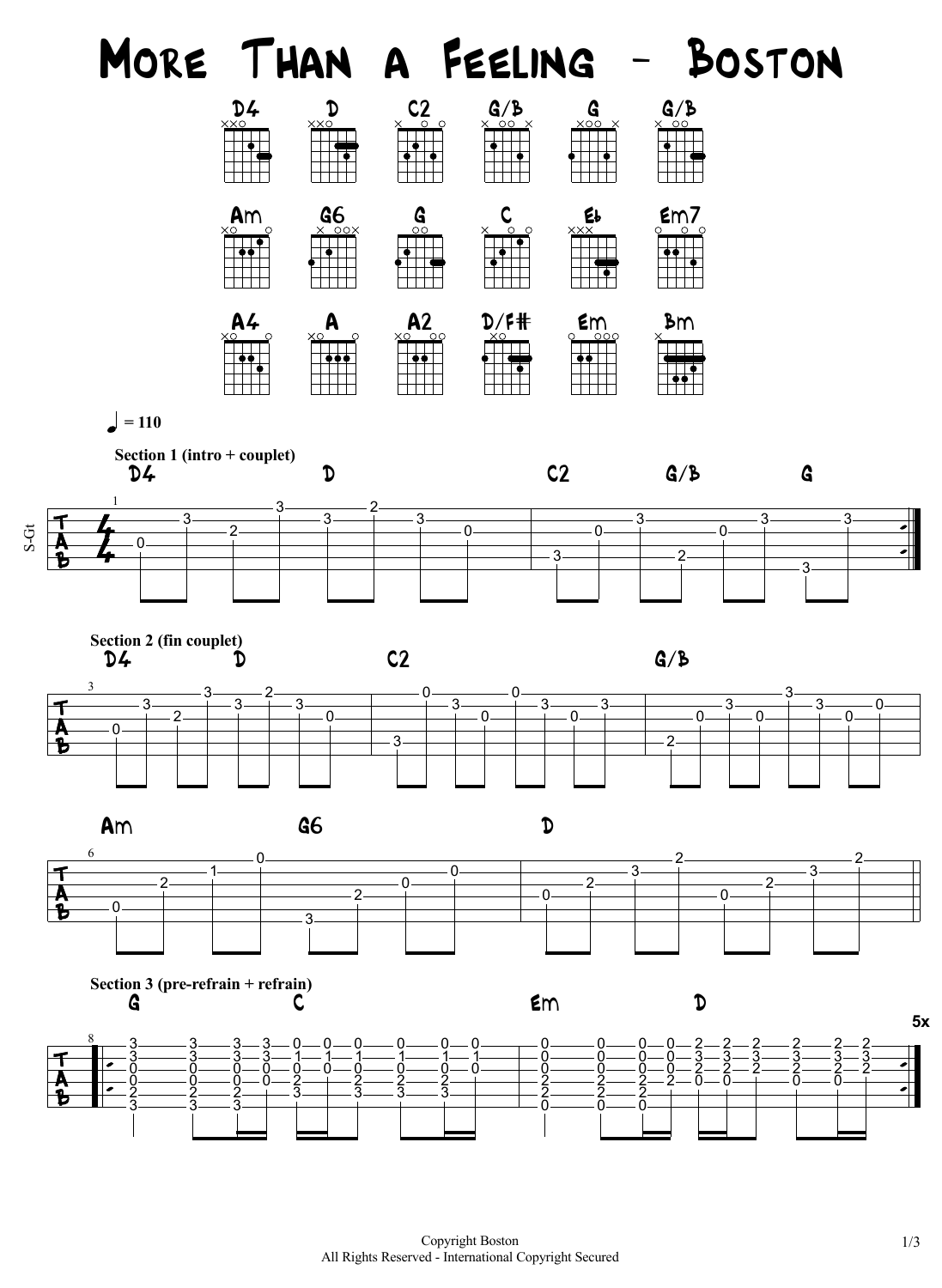# More Than a Feeling - Boston

D4 · D · C2 · G/B · G · G/B

Am · G6 · G · C · Eb · Em7

A4 · A · A2 · D/F# · Em · Bm

♩ = 110

**Section 1 (intro + couplet)**

D4 D C2 G/B G

**Section 2 (fin couplet)**

D4 D C2 G/B

Am G6 D

**Section 3 (pre-refrain + refrain)**

G C Em D

5x

Copyright Boston
All Rights Reserved - International Copyright Secured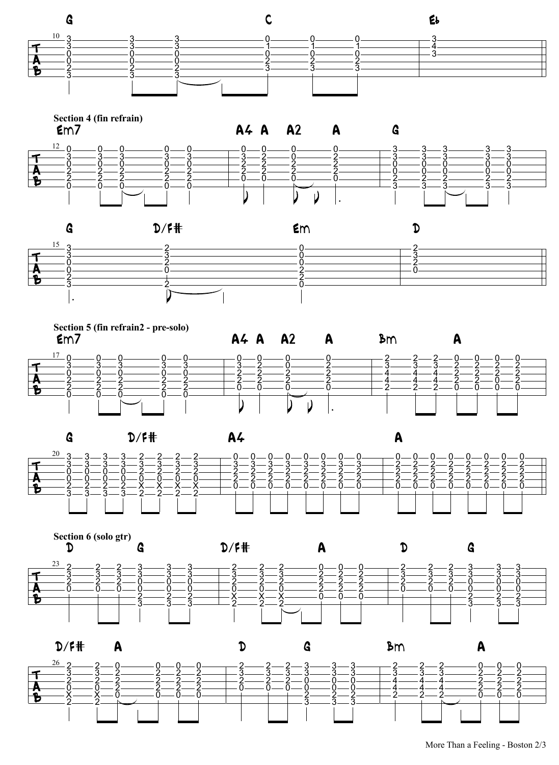G C E♭

**Section 4 (fin refrain)**

Em7 A4 A A2 A G

G D/F# Em D

**Section 5 (fin refrain2 - pre-solo)**

Em7 A4 A A2 A Bm A

G D/F# A4 A

**Section 6 (solo gtr)**

D G D/F# A D G

D/F# A D G Bm A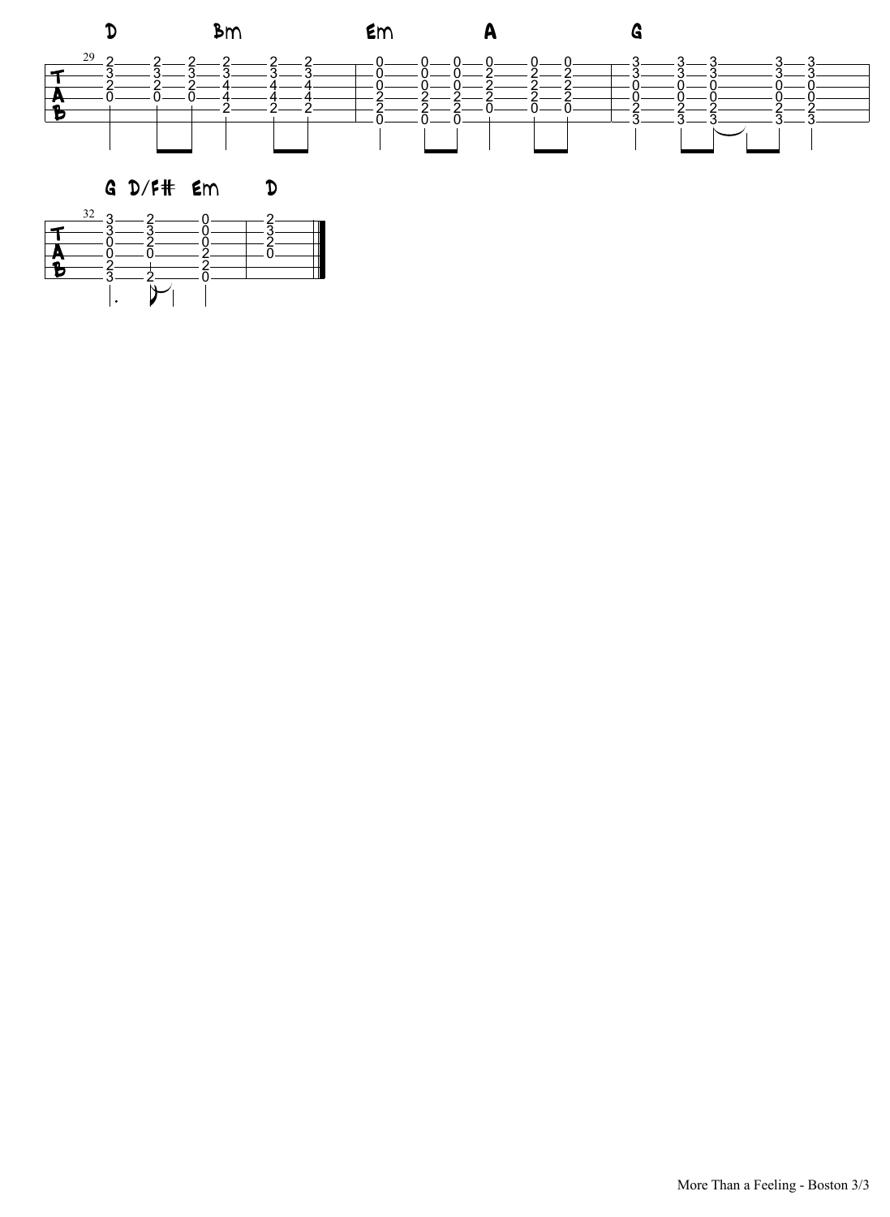D Bm Em A G

29

G D/F# Em D

32